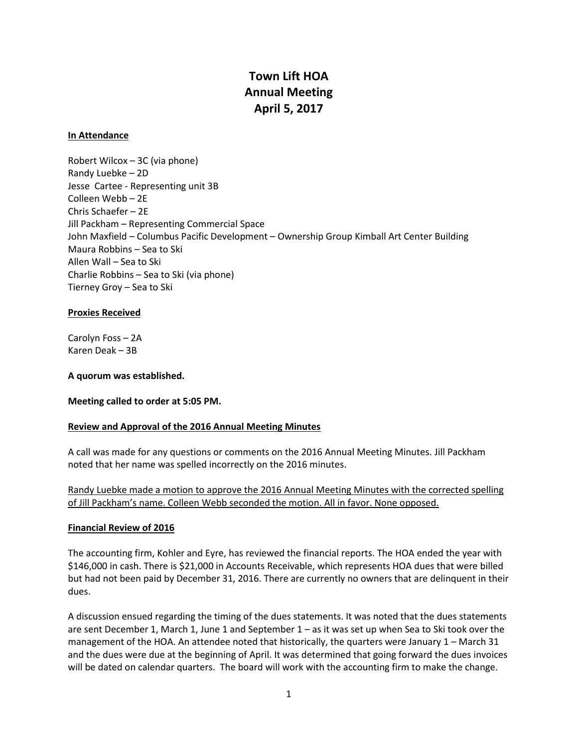# Town Lift HOA
# Annual Meeting
# April 5, 2017

**In Attendance**

Robert Wilcox – 3C (via phone)
Randy Luebke – 2D
Jesse Cartee - Representing unit 3B
Colleen Webb – 2E
Chris Schaefer – 2E
Jill Packham – Representing Commercial Space
John Maxfield – Columbus Pacific Development – Ownership Group Kimball Art Center Building
Maura Robbins – Sea to Ski
Allen Wall – Sea to Ski
Charlie Robbins – Sea to Ski (via phone)
Tierney Groy – Sea to Ski

**Proxies Received**

Carolyn Foss – 2A
Karen Deak – 3B

**A quorum was established.**

**Meeting called to order at 5:05 PM.**

**Review and Approval of the 2016 Annual Meeting Minutes**

A call was made for any questions or comments on the 2016 Annual Meeting Minutes. Jill Packham noted that her name was spelled incorrectly on the 2016 minutes.

Randy Luebke made a motion to approve the 2016 Annual Meeting Minutes with the corrected spelling of Jill Packham's name. Colleen Webb seconded the motion. All in favor. None opposed.

**Financial Review of 2016**

The accounting firm, Kohler and Eyre, has reviewed the financial reports. The HOA ended the year with $146,000 in cash. There is $21,000 in Accounts Receivable, which represents HOA dues that were billed but had not been paid by December 31, 2016. There are currently no owners that are delinquent in their dues.

A discussion ensued regarding the timing of the dues statements. It was noted that the dues statements are sent December 1, March 1, June 1 and September 1 – as it was set up when Sea to Ski took over the management of the HOA. An attendee noted that historically, the quarters were January 1 – March 31 and the dues were due at the beginning of April. It was determined that going forward the dues invoices will be dated on calendar quarters. The board will work with the accounting firm to make the change.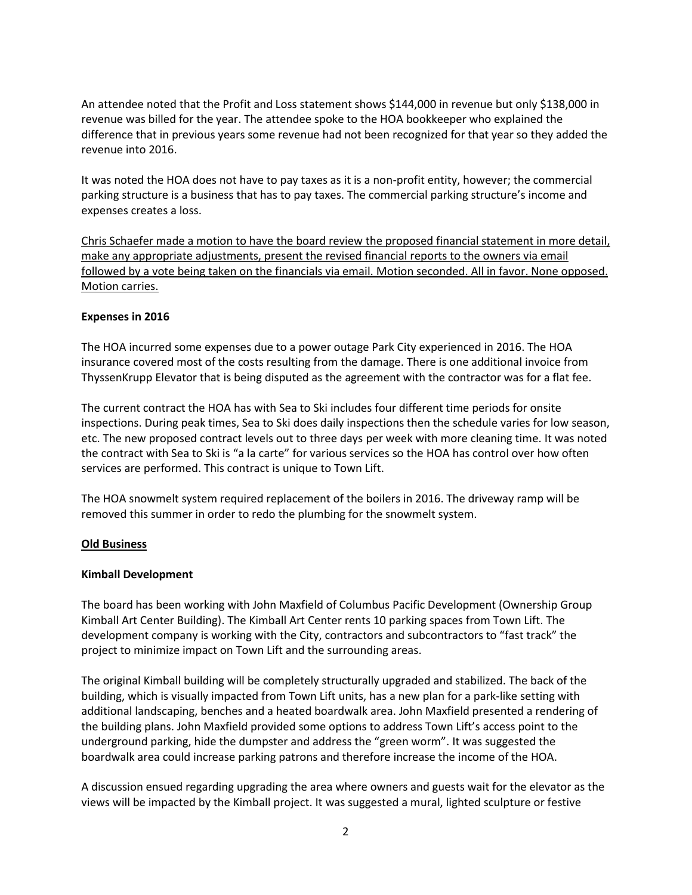An attendee noted that the Profit and Loss statement shows $144,000 in revenue but only $138,000 in revenue was billed for the year. The attendee spoke to the HOA bookkeeper who explained the difference that in previous years some revenue had not been recognized for that year so they added the revenue into 2016.

It was noted the HOA does not have to pay taxes as it is a non-profit entity, however; the commercial parking structure is a business that has to pay taxes. The commercial parking structure's income and expenses creates a loss.

<u>Chris Schaefer made a motion to have the board review the proposed financial statement in more detail, make any appropriate adjustments, present the revised financial reports to the owners via email followed by a vote being taken on the financials via email. Motion seconded. All in favor. None opposed. Motion carries.</u>

**Expenses in 2016**

The HOA incurred some expenses due to a power outage Park City experienced in 2016. The HOA insurance covered most of the costs resulting from the damage. There is one additional invoice from ThyssenKrupp Elevator that is being disputed as the agreement with the contractor was for a flat fee.

The current contract the HOA has with Sea to Ski includes four different time periods for onsite inspections. During peak times, Sea to Ski does daily inspections then the schedule varies for low season, etc. The new proposed contract levels out to three days per week with more cleaning time. It was noted the contract with Sea to Ski is "a la carte" for various services so the HOA has control over how often services are performed. This contract is unique to Town Lift.

The HOA snowmelt system required replacement of the boilers in 2016. The driveway ramp will be removed this summer in order to redo the plumbing for the snowmelt system.

## <u>**Old Business**</u>

**Kimball Development**

The board has been working with John Maxfield of Columbus Pacific Development (Ownership Group Kimball Art Center Building). The Kimball Art Center rents 10 parking spaces from Town Lift. The development company is working with the City, contractors and subcontractors to "fast track" the project to minimize impact on Town Lift and the surrounding areas.

The original Kimball building will be completely structurally upgraded and stabilized. The back of the building, which is visually impacted from Town Lift units, has a new plan for a park-like setting with additional landscaping, benches and a heated boardwalk area. John Maxfield presented a rendering of the building plans. John Maxfield provided some options to address Town Lift's access point to the underground parking, hide the dumpster and address the "green worm". It was suggested the boardwalk area could increase parking patrons and therefore increase the income of the HOA.

A discussion ensued regarding upgrading the area where owners and guests wait for the elevator as the views will be impacted by the Kimball project. It was suggested a mural, lighted sculpture or festive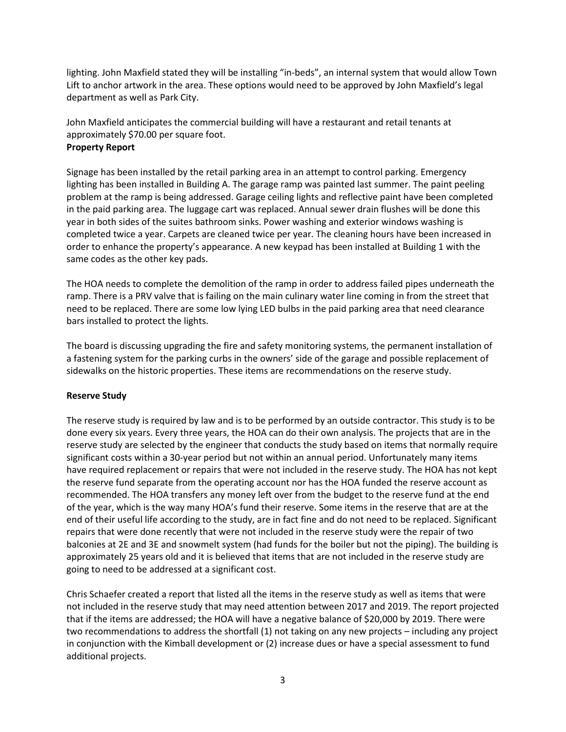lighting. John Maxfield stated they will be installing "in-beds", an internal system that would allow Town Lift to anchor artwork in the area. These options would need to be approved by John Maxfield's legal department as well as Park City.

John Maxfield anticipates the commercial building will have a restaurant and retail tenants at approximately $70.00 per square foot.

**Property Report**

Signage has been installed by the retail parking area in an attempt to control parking. Emergency lighting has been installed in Building A. The garage ramp was painted last summer. The paint peeling problem at the ramp is being addressed. Garage ceiling lights and reflective paint have been completed in the paid parking area. The luggage cart was replaced. Annual sewer drain flushes will be done this year in both sides of the suites bathroom sinks. Power washing and exterior windows washing is completed twice a year. Carpets are cleaned twice per year. The cleaning hours have been increased in order to enhance the property's appearance. A new keypad has been installed at Building 1 with the same codes as the other key pads.

The HOA needs to complete the demolition of the ramp in order to address failed pipes underneath the ramp. There is a PRV valve that is failing on the main culinary water line coming in from the street that need to be replaced. There are some low lying LED bulbs in the paid parking area that need clearance bars installed to protect the lights.

The board is discussing upgrading the fire and safety monitoring systems, the permanent installation of a fastening system for the parking curbs in the owners' side of the garage and possible replacement of sidewalks on the historic properties. These items are recommendations on the reserve study.

**Reserve Study**

The reserve study is required by law and is to be performed by an outside contractor. This study is to be done every six years. Every three years, the HOA can do their own analysis. The projects that are in the reserve study are selected by the engineer that conducts the study based on items that normally require significant costs within a 30-year period but not within an annual period. Unfortunately many items have required replacement or repairs that were not included in the reserve study. The HOA has not kept the reserve fund separate from the operating account nor has the HOA funded the reserve account as recommended. The HOA transfers any money left over from the budget to the reserve fund at the end of the year, which is the way many HOA's fund their reserve. Some items in the reserve that are at the end of their useful life according to the study, are in fact fine and do not need to be replaced. Significant repairs that were done recently that were not included in the reserve study were the repair of two balconies at 2E and 3E and snowmelt system (had funds for the boiler but not the piping). The building is approximately 25 years old and it is believed that items that are not included in the reserve study are going to need to be addressed at a significant cost.

Chris Schaefer created a report that listed all the items in the reserve study as well as items that were not included in the reserve study that may need attention between 2017 and 2019. The report projected that if the items are addressed; the HOA will have a negative balance of $20,000 by 2019. There were two recommendations to address the shortfall (1) not taking on any new projects – including any project in conjunction with the Kimball development or (2) increase dues or have a special assessment to fund additional projects.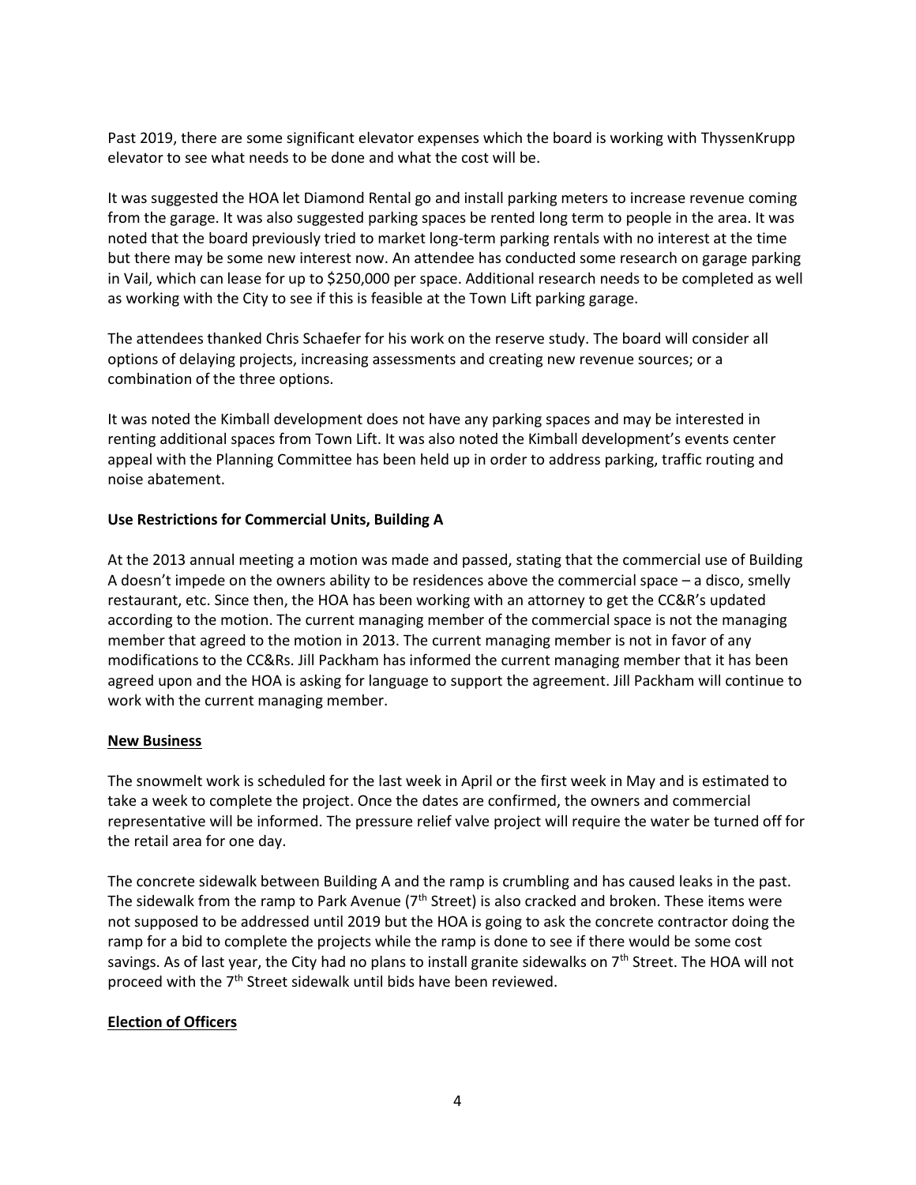Past 2019, there are some significant elevator expenses which the board is working with ThyssenKrupp elevator to see what needs to be done and what the cost will be.

It was suggested the HOA let Diamond Rental go and install parking meters to increase revenue coming from the garage. It was also suggested parking spaces be rented long term to people in the area. It was noted that the board previously tried to market long-term parking rentals with no interest at the time but there may be some new interest now. An attendee has conducted some research on garage parking in Vail, which can lease for up to $250,000 per space. Additional research needs to be completed as well as working with the City to see if this is feasible at the Town Lift parking garage.

The attendees thanked Chris Schaefer for his work on the reserve study. The board will consider all options of delaying projects, increasing assessments and creating new revenue sources; or a combination of the three options.

It was noted the Kimball development does not have any parking spaces and may be interested in renting additional spaces from Town Lift. It was also noted the Kimball development's events center appeal with the Planning Committee has been held up in order to address parking, traffic routing and noise abatement.

**Use Restrictions for Commercial Units, Building A**

At the 2013 annual meeting a motion was made and passed, stating that the commercial use of Building A doesn't impede on the owners ability to be residences above the commercial space – a disco, smelly restaurant, etc. Since then, the HOA has been working with an attorney to get the CC&R's updated according to the motion. The current managing member of the commercial space is not the managing member that agreed to the motion in 2013. The current managing member is not in favor of any modifications to the CC&Rs. Jill Packham has informed the current managing member that it has been agreed upon and the HOA is asking for language to support the agreement. Jill Packham will continue to work with the current managing member.

**New Business**

The snowmelt work is scheduled for the last week in April or the first week in May and is estimated to take a week to complete the project. Once the dates are confirmed, the owners and commercial representative will be informed. The pressure relief valve project will require the water be turned off for the retail area for one day.

The concrete sidewalk between Building A and the ramp is crumbling and has caused leaks in the past. The sidewalk from the ramp to Park Avenue (7th Street) is also cracked and broken. These items were not supposed to be addressed until 2019 but the HOA is going to ask the concrete contractor doing the ramp for a bid to complete the projects while the ramp is done to see if there would be some cost savings. As of last year, the City had no plans to install granite sidewalks on 7th Street. The HOA will not proceed with the 7th Street sidewalk until bids have been reviewed.

**Election of Officers**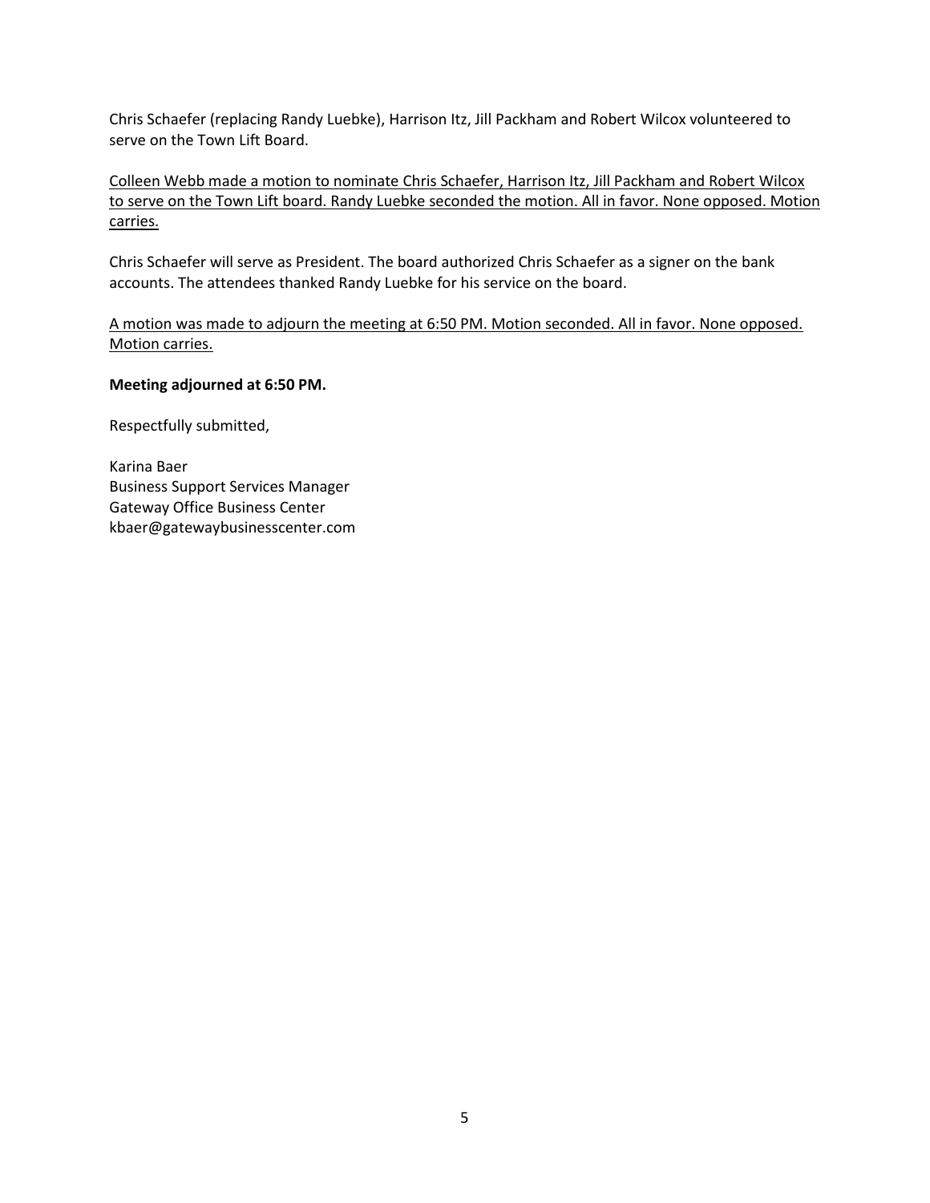Chris Schaefer (replacing Randy Luebke), Harrison Itz, Jill Packham and Robert Wilcox volunteered to serve on the Town Lift Board.

<u>Colleen Webb made a motion to nominate Chris Schaefer, Harrison Itz, Jill Packham and Robert Wilcox to serve on the Town Lift board. Randy Luebke seconded the motion. All in favor. None opposed. Motion carries.</u>

Chris Schaefer will serve as President. The board authorized Chris Schaefer as a signer on the bank accounts. The attendees thanked Randy Luebke for his service on the board.

<u>A motion was made to adjourn the meeting at 6:50 PM. Motion seconded. All in favor. None opposed. Motion carries.</u>

**Meeting adjourned at 6:50 PM.**

Respectfully submitted,

Karina Baer
Business Support Services Manager
Gateway Office Business Center
kbaer@gatewaybusinesscenter.com